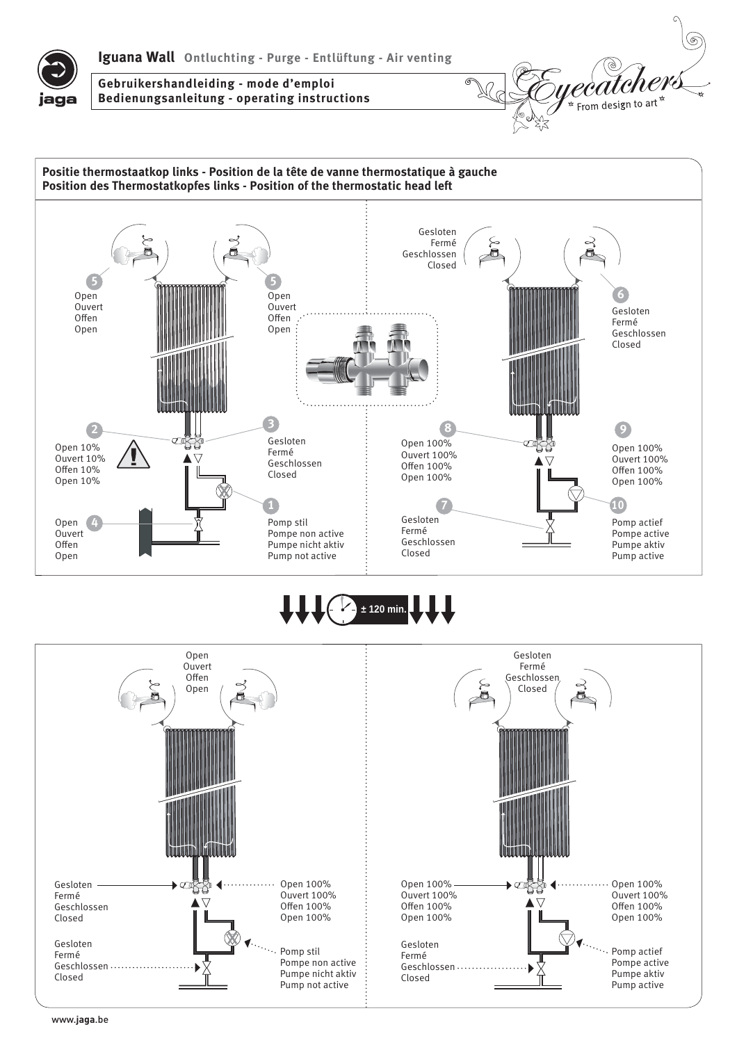# Iguana Wall Ontluchting - Purge - Entlüftung - Air venting

**Gebruikershandleiding - mode d'emploi**
**Bedienungsanleitung - operating instructions**

Eyecatchers
* From design to art *

## Positie thermostaatkop links - Position de la tête de vanne thermostatique à gauche
## Position des Thermostatkopfes links - Position of the thermostatic head left

5 Open / Ouvert / Offen / Open

5 Open / Ouvert / Offen / Open

2 Open 10% / Ouvert 10% / Offen 10% / Open 10%

3 Gesloten / Fermé / Geschlossen / Closed

1 Pomp stil / Pompe non active / Pumpe nicht aktiv / Pump not active

4 Open / Ouvert / Offen / Open

Gesloten / Fermé / Geschlossen / Closed

6 Gesloten / Fermé / Geschlossen / Closed

8 Open 100% / Ouvert 100% / Offen 100% / Open 100%

9 Open 100% / Ouvert 100% / Offen 100% / Open 100%

7 Gesloten / Fermé / Geschlossen / Closed

10 Pomp actief / Pompe active / Pumpe aktiv / Pump active

± 120 min.

Open / Ouvert / Offen / Open

Gesloten / Fermé / Geschlossen / Closed

Open 100% / Ouvert 100% / Offen 100% / Open 100%

Gesloten / Fermé / Geschlossen / Closed

Pomp stil / Pompe non active / Pumpe nicht aktiv / Pump not active

Gesloten / Fermé / Geschlossen / Closed

Open 100% / Ouvert 100% / Offen 100% / Open 100%

Open 100% / Ouvert 100% / Offen 100% / Open 100%

Gesloten / Fermé / Geschlossen / Closed

Pomp actief / Pompe active / Pumpe aktiv / Pump active

www.jaga.be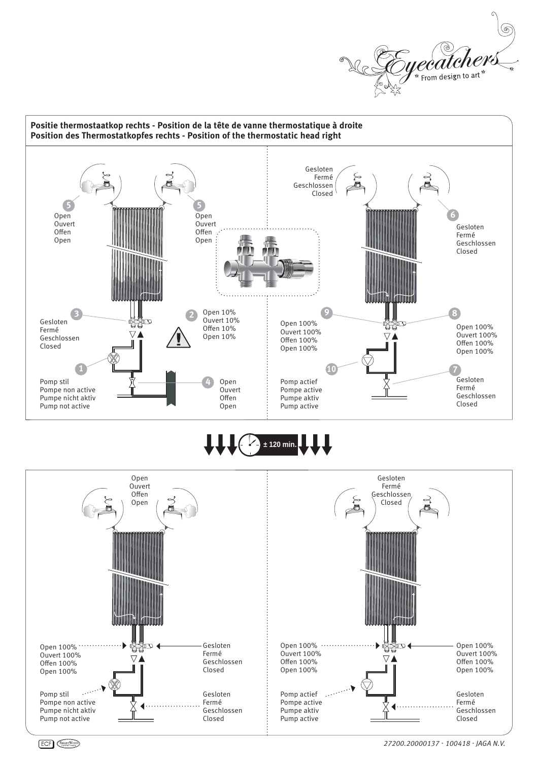**Positie thermostaatkop rechts - Position de la tête de vanne thermostatique à droite**
**Position des Thermostatkopfes rechts - Position of the thermostatic head right**

5
Open
Ouvert
Offen
Open

5
Open
Ouvert
Offen
Open

3
Gesloten
Fermé
Geschlossen
Closed

2
Open 10%
Ouvert 10%
Offen 10%
Open 10%

1
Pomp stil
Pompe non active
Pumpe nicht aktiv
Pump not active

4
Open
Ouvert
Offen
Open

Gesloten
Fermé
Geschlossen
Closed

6
Gesloten
Fermé
Geschlossen
Closed

9
Open 100%
Ouvert 100%
Offen 100%
Open 100%

8
Open 100%
Ouvert 100%
Offen 100%
Open 100%

10
Pomp actief
Pompe active
Pumpe aktiv
Pump active

7
Gesloten
Fermé
Geschlossen
Closed

± 120 min.

Open
Ouvert
Offen
Open

Open 100%
Ouvert 100%
Offen 100%
Open 100%

Gesloten
Fermé
Geschlossen
Closed

Pomp stil
Pompe non active
Pumpe nicht aktiv
Pump not active

Gesloten
Fermé
Geschlossen
Closed

Gesloten
Fermé
Geschlossen
Closed

Open 100%
Ouvert 100%
Offen 100%
Open 100%

Open 100%
Ouvert 100%
Offen 100%
Open 100%

Pomp actief
Pompe active
Pumpe aktiv
Pump active

Gesloten
Fermé
Geschlossen
Closed

*27200.20000137 - 100418 - JAGA N.V.*